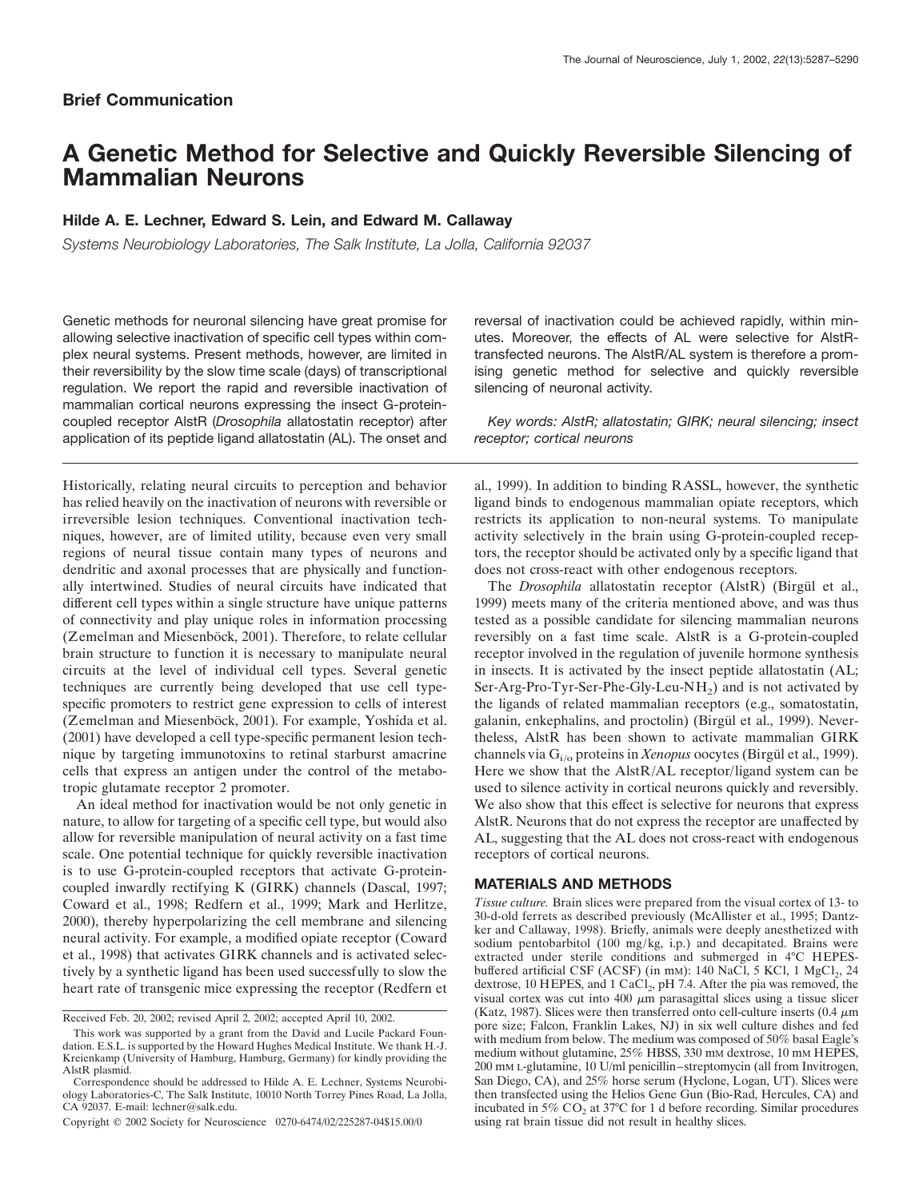**Brief Communication**

# A Genetic Method for Selective and Quickly Reversible Silencing of Mammalian Neurons

**Hilde A. E. Lechner, Edward S. Lein, and Edward M. Callaway**

*Systems Neurobiology Laboratories, The Salk Institute, La Jolla, California 92037*

Genetic methods for neuronal silencing have great promise for allowing selective inactivation of specific cell types within complex neural systems. Present methods, however, are limited in their reversibility by the slow time scale (days) of transcriptional regulation. We report the rapid and reversible inactivation of mammalian cortical neurons expressing the insect G-protein-coupled receptor AlstR (*Drosophila* allatostatin receptor) after application of its peptide ligand allatostatin (AL). The onset and reversal of inactivation could be achieved rapidly, within minutes. Moreover, the effects of AL were selective for AlstR-transfected neurons. The AlstR/AL system is therefore a promising genetic method for selective and quickly reversible silencing of neuronal activity.

*Key words: AlstR; allatostatin; GIRK; neural silencing; insect receptor; cortical neurons*

Historically, relating neural circuits to perception and behavior has relied heavily on the inactivation of neurons with reversible or irreversible lesion techniques. Conventional inactivation techniques, however, are of limited utility, because even very small regions of neural tissue contain many types of neurons and dendritic and axonal processes that are physically and functionally intertwined. Studies of neural circuits have indicated that different cell types within a single structure have unique patterns of connectivity and play unique roles in information processing (Zemelman and Miesenböck, 2001). Therefore, to relate cellular brain structure to function it is necessary to manipulate neural circuits at the level of individual cell types. Several genetic techniques are currently being developed that use cell type-specific promoters to restrict gene expression to cells of interest (Zemelman and Miesenböck, 2001). For example, Yoshida et al. (2001) have developed a cell type-specific permanent lesion technique by targeting immunotoxins to retinal starburst amacrine cells that express an antigen under the control of the metabotropic glutamate receptor 2 promoter.

An ideal method for inactivation would be not only genetic in nature, to allow for targeting of a specific cell type, but would also allow for reversible manipulation of neural activity on a fast time scale. One potential technique for quickly reversible inactivation is to use G-protein-coupled receptors that activate G-protein-coupled inwardly rectifying K (GIRK) channels (Dascal, 1997; Coward et al., 1998; Redfern et al., 1999; Mark and Herlitze, 2000), thereby hyperpolarizing the cell membrane and silencing neural activity. For example, a modified opiate receptor (Coward et al., 1998) that activates GIRK channels and is activated selectively by a synthetic ligand has been used successfully to slow the heart rate of transgenic mice expressing the receptor (Redfern et al., 1999). In addition to binding RASSL, however, the synthetic ligand binds to endogenous mammalian opiate receptors, which restricts its application to non-neural systems. To manipulate activity selectively in the brain using G-protein-coupled receptors, the receptor should be activated only by a specific ligand that does not cross-react with other endogenous receptors.

The *Drosophila* allatostatin receptor (AlstR) (Birgül et al., 1999) meets many of the criteria mentioned above, and was thus tested as a possible candidate for silencing mammalian neurons reversibly on a fast time scale. AlstR is a G-protein-coupled receptor involved in the regulation of juvenile hormone synthesis in insects. It is activated by the insect peptide allatostatin (AL; Ser-Arg-Pro-Tyr-Ser-Phe-Gly-Leu-$NH_2$) and is not activated by the ligands of related mammalian receptors (e.g., somatostatin, galanin, enkephalins, and proctolin) (Birgül et al., 1999). Nevertheless, AlstR has been shown to activate mammalian GIRK channels via $G_{i/o}$ proteins in *Xenopus* oocytes (Birgül et al., 1999). Here we show that the AlstR/AL receptor/ligand system can be used to silence activity in cortical neurons quickly and reversibly. We also show that this effect is selective for neurons that express AlstR. Neurons that do not express the receptor are unaffected by AL, suggesting that the AL does not cross-react with endogenous receptors of cortical neurons.

## MATERIALS AND METHODS

*Tissue culture.* Brain slices were prepared from the visual cortex of 13- to 30-d-old ferrets as described previously (McAllister et al., 1995; Dantzker and Callaway, 1998). Briefly, animals were deeply anesthetized with sodium pentobarbitol (100 mg/kg, i.p.) and decapitated. Brains were extracted under sterile conditions and submerged in 4°C HEPES-buffered artificial CSF (ACSF) (in mM): 140 NaCl, 5 KCl, 1 $MgCl_2$, 24 dextrose, 10 HEPES, and 1 $CaCl_2$, pH 7.4. After the pia was removed, the visual cortex was cut into 400 $\mu$m parasagittal slices using a tissue slicer (Katz, 1987). Slices were then transferred onto cell-culture inserts (0.4 $\mu$m pore size; Falcon, Franklin Lakes, NJ) in six well culture dishes and fed with medium from below. The medium was composed of 50% basal Eagle's medium without glutamine, 25% HBSS, 330 mM dextrose, 10 mM HEPES, 200 mM L-glutamine, 10 U/ml penicillin–streptomycin (all from Invitrogen, San Diego, CA), and 25% horse serum (Hyclone, Logan, UT). Slices were then transfected using the Helios Gene Gun (Bio-Rad, Hercules, CA) and incubated in 5% $CO_2$ at 37°C for 1 d before recording. Similar procedures using rat brain tissue did not result in healthy slices.

Received Feb. 20, 2002; revised April 2, 2002; accepted April 10, 2002.

This work was supported by a grant from the David and Lucile Packard Foundation. E.S.L. is supported by the Howard Hughes Medical Institute. We thank H.-J. Kreienkamp (University of Hamburg, Hamburg, Germany) for kindly providing the AlstR plasmid.

Correspondence should be addressed to Hilde A. E. Lechner, Systems Neurobiology Laboratories-C, The Salk Institute, 10010 North Torrey Pines Road, La Jolla, CA 92037. E-mail: lechner@salk.edu.

Copyright © 2002 Society for Neuroscience 0270-6474/02/225287-04$15.00/0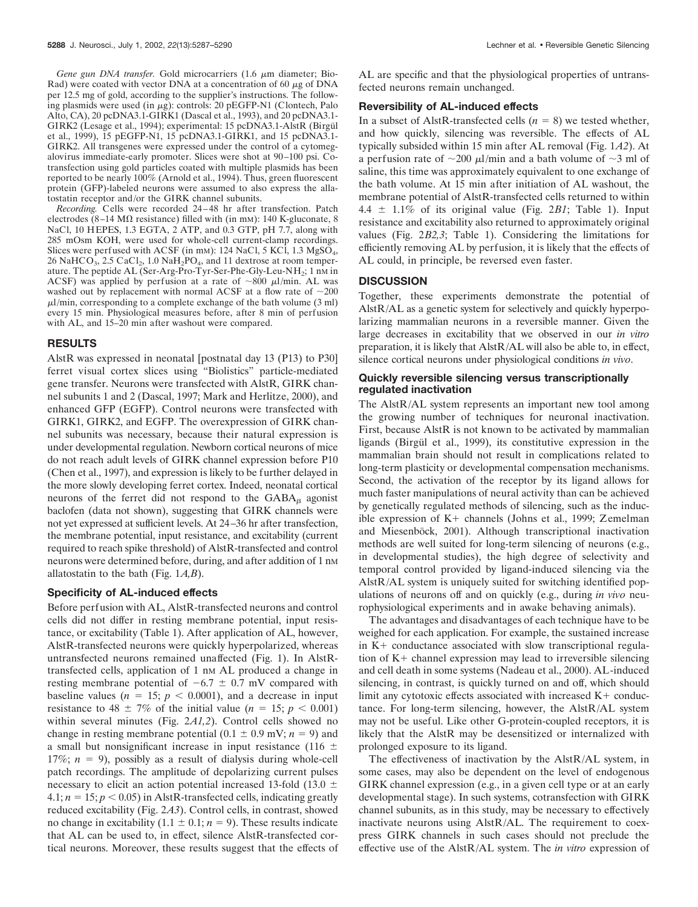*Gene gun DNA transfer.* Gold microcarriers (1.6 μm diameter; Bio-Rad) were coated with vector DNA at a concentration of 60 μg of DNA per 12.5 mg of gold, according to the supplier's instructions. The following plasmids were used (in μg): controls: 20 pEGFP-N1 (Clontech, Palo Alto, CA), 20 pcDNA3.1-GIRK1 (Dascal et al., 1993), and 20 pcDNA3.1-GIRK2 (Lesage et al., 1994); experimental: 15 pcDNA3.1-AlstR (Birgül et al., 1999), 15 pEGFP-N1, 15 pcDNA3.1-GIRK1, and 15 pcDNA3.1-GIRK2. All transgenes were expressed under the control of a cytomegalovirus immediate-early promoter. Slices were shot at 90–100 psi. Cotransfection using gold particles coated with multiple plasmids has been reported to be nearly 100% (Arnold et al., 1994). Thus, green fluorescent protein (GFP)-labeled neurons were assumed to also express the allatostatin receptor and/or the GIRK channel subunits.

*Recording.* Cells were recorded 24–48 hr after transfection. Patch electrodes (8–14 MΩ resistance) filled with (in mM): 140 K-gluconate, 8 NaCl, 10 HEPES, 1.3 EGTA, 2 ATP, and 0.3 GTP, pH 7.7, along with 285 mOsm KOH, were used for whole-cell current-clamp recordings. Slices were perfused with ACSF (in mM): 124 NaCl, 5 KCl, 1.3 $MgSO_4$, 26 $NaHCO_3$, 2.5 $CaCl_2$, 1.0 $NaH_2PO_4$, and 11 dextrose at room temperature. The peptide AL (Ser-Arg-Pro-Tyr-Ser-Phe-Gly-Leu-$NH_2$; 1 nM in ACSF) was applied by perfusion at a rate of ~800 μl/min. AL was washed out by replacement with normal ACSF at a flow rate of ~200 μl/min, corresponding to a complete exchange of the bath volume (3 ml) every 15 min. Physiological measures before, after 8 min of perfusion with AL, and 15–20 min after washout were compared.

## RESULTS

AlstR was expressed in neonatal [postnatal day 13 (P13) to P30] ferret visual cortex slices using "Biolistics" particle-mediated gene transfer. Neurons were transfected with AlstR, GIRK channel subunits 1 and 2 (Dascal, 1997; Mark and Herlitze, 2000), and enhanced GFP (EGFP). Control neurons were transfected with GIRK1, GIRK2, and EGFP. The overexpression of GIRK channel subunits was necessary, because their natural expression is under developmental regulation. Newborn cortical neurons of mice do not reach adult levels of GIRK channel expression before P10 (Chen et al., 1997), and expression is likely to be further delayed in the more slowly developing ferret cortex. Indeed, neonatal cortical neurons of the ferret did not respond to the $GABA_B$ agonist baclofen (data not shown), suggesting that GIRK channels were not yet expressed at sufficient levels. At 24–36 hr after transfection, the membrane potential, input resistance, and excitability (current required to reach spike threshold) of AlstR-transfected and control neurons were determined before, during, and after addition of 1 nM allatostatin to the bath (Fig. 1*A,B*).

### Specificity of AL-induced effects

Before perfusion with AL, AlstR-transfected neurons and control cells did not differ in resting membrane potential, input resistance, or excitability (Table 1). After application of AL, however, AlstR-transfected neurons were quickly hyperpolarized, whereas untransfected neurons remained unaffected (Fig. 1). In AlstR-transfected cells, application of 1 nM AL produced a change in resting membrane potential of −6.7 ± 0.7 mV compared with baseline values ($n = 15$; $p < 0.0001$), and a decrease in input resistance to 48 ± 7% of the initial value ($n = 15$; $p < 0.001$) within several minutes (Fig. 2*A1,2*). Control cells showed no change in resting membrane potential (0.1 ± 0.9 mV; $n = 9$) and a small but nonsignificant increase in input resistance (116 ± 17%; $n = 9$), possibly as a result of dialysis during whole-cell patch recordings. The amplitude of depolarizing current pulses necessary to elicit an action potential increased 13-fold (13.0 ± 4.1; $n = 15$; $p < 0.05$) in AlstR-transfected cells, indicating greatly reduced excitability (Fig. 2*A3*). Control cells, in contrast, showed no change in excitability (1.1 ± 0.1; $n = 9$). These results indicate that AL can be used to, in effect, silence AlstR-transfected cortical neurons. Moreover, these results suggest that the effects of AL are specific and that the physiological properties of untransfected neurons remain unchanged.

### Reversibility of AL-induced effects

In a subset of AlstR-transfected cells ($n = 8$) we tested whether, and how quickly, silencing was reversible. The effects of AL typically subsided within 15 min after AL removal (Fig. 1*A2*). At a perfusion rate of ~200 μl/min and a bath volume of ~3 ml of saline, this time was approximately equivalent to one exchange of the bath volume. At 15 min after initiation of AL washout, the membrane potential of AlstR-transfected cells returned to within 4.4 ± 1.1% of its original value (Fig. 2*B1*; Table 1). Input resistance and excitability also returned to approximately original values (Fig. 2*B2,3*; Table 1). Considering the limitations for efficiently removing AL by perfusion, it is likely that the effects of AL could, in principle, be reversed even faster.

## DISCUSSION

Together, these experiments demonstrate the potential of AlstR/AL as a genetic system for selectively and quickly hyperpolarizing mammalian neurons in a reversible manner. Given the large decreases in excitability that we observed in our *in vitro* preparation, it is likely that AlstR/AL will also be able to, in effect, silence cortical neurons under physiological conditions *in vivo*.

### Quickly reversible silencing versus transcriptionally regulated inactivation

The AlstR/AL system represents an important new tool among the growing number of techniques for neuronal inactivation. First, because AlstR is not known to be activated by mammalian ligands (Birgül et al., 1999), its constitutive expression in the mammalian brain should not result in complications related to long-term plasticity or developmental compensation mechanisms. Second, the activation of the receptor by its ligand allows for much faster manipulations of neural activity than can be achieved by genetically regulated methods of silencing, such as the inducible expression of K+ channels (Johns et al., 1999; Zemelman and Miesenböck, 2001). Although transcriptional inactivation methods are well suited for long-term silencing of neurons (e.g., in developmental studies), the high degree of selectivity and temporal control provided by ligand-induced silencing via the AlstR/AL system is uniquely suited for switching identified populations of neurons off and on quickly (e.g., during *in vivo* neurophysiological experiments and in awake behaving animals).

The advantages and disadvantages of each technique have to be weighed for each application. For example, the sustained increase in K+ conductance associated with slow transcriptional regulation of K+ channel expression may lead to irreversible silencing and cell death in some systems (Nadeau et al., 2000). AL-induced silencing, in contrast, is quickly turned on and off, which should limit any cytotoxic effects associated with increased K+ conductance. For long-term silencing, however, the AlstR/AL system may not be useful. Like other G-protein-coupled receptors, it is likely that the AlstR may be desensitized or internalized with prolonged exposure to its ligand.

The effectiveness of inactivation by the AlstR/AL system, in some cases, may also be dependent on the level of endogenous GIRK channel expression (e.g., in a given cell type or at an early developmental stage). In such systems, cotransfection with GIRK channel subunits, as in this study, may be necessary to effectively inactivate neurons using AlstR/AL. The requirement to coexpress GIRK channels in such cases should not preclude the effective use of the AlstR/AL system. The *in vitro* expression of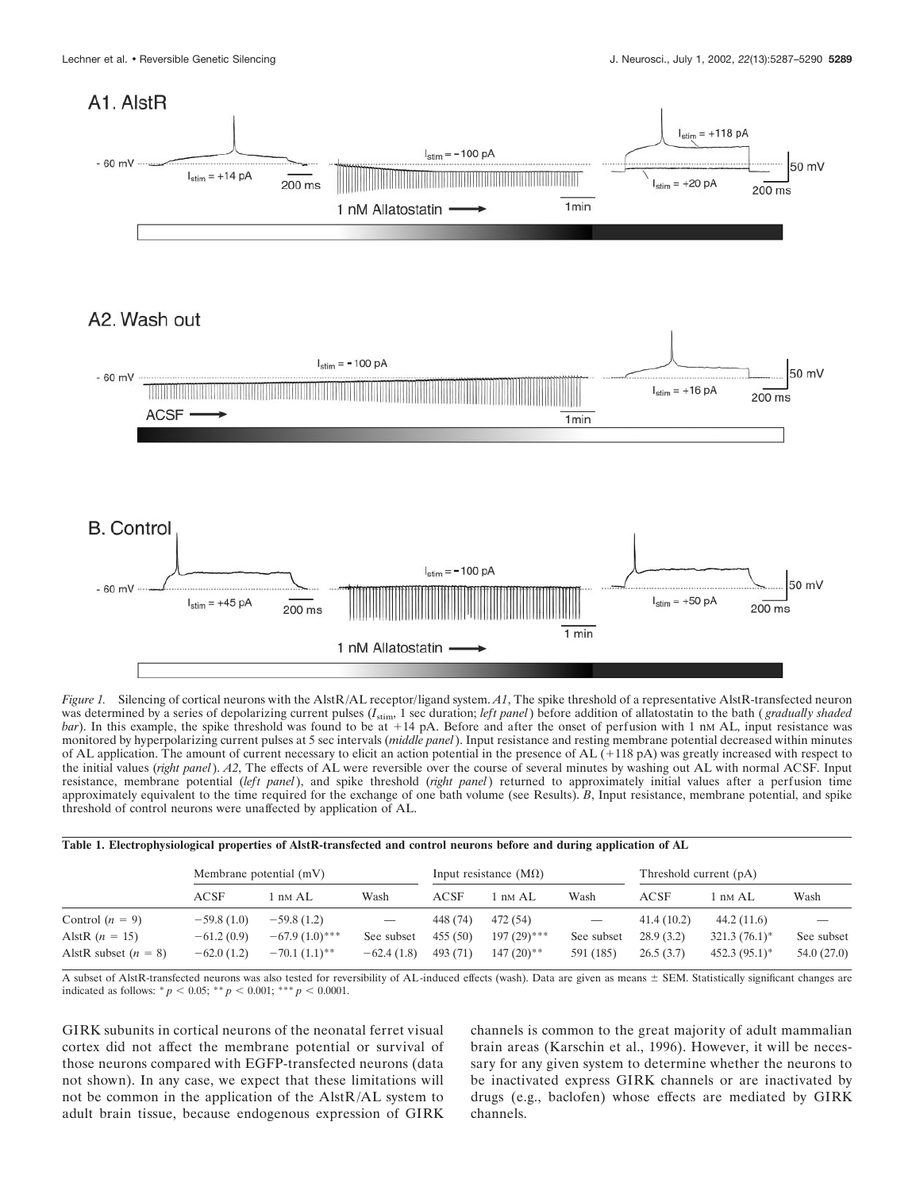*Figure 1.* Silencing of cortical neurons with the AlstR/AL receptor/ligand system. *A1*, The spike threshold of a representative AlstR-transfected neuron was determined by a series of depolarizing current pulses ($I_{stim}$, 1 sec duration; *left panel*) before addition of allatostatin to the bath (*gradually shaded bar*). In this example, the spike threshold was found to be at +14 pA. Before and after the onset of perfusion with 1 nM AL, input resistance was monitored by hyperpolarizing current pulses at 5 sec intervals (*middle panel*). Input resistance and resting membrane potential decreased within minutes of AL application. The amount of current necessary to elicit an action potential in the presence of AL (+118 pA) was greatly increased with respect to the initial values (*right panel*). *A2*, The effects of AL were reversible over the course of several minutes by washing out AL with normal ACSF. Input resistance, membrane potential (*left panel*), and spike threshold (*right panel*) returned to approximately initial values after a perfusion time approximately equivalent to the time required for the exchange of one bath volume (see Results). *B*, Input resistance, membrane potential, and spike threshold of control neurons were unaffected by application of AL.

**Table 1. Electrophysiological properties of AlstR-transfected and control neurons before and during application of AL**

| | Membrane potential (mV) | | | Input resistance (MΩ) | | | Threshold current (pA) | | |
|---|---|---|---|---|---|---|---|---|---|
| | ACSF | 1 nM AL | Wash | ACSF | 1 nM AL | Wash | ACSF | 1 nM AL | Wash |
| Control ($n$ = 9) | −59.8 (1.0) | −59.8 (1.2) | — | 448 (74) | 472 (54) | — | 41.4 (10.2) | 44.2 (11.6) | — |
| AlstR ($n$ = 15) | −61.2 (0.9) | −67.9 (1.0)*** | See subset | 455 (50) | 197 (29)*** | See subset | 28.9 (3.2) | 321.3 (76.1)* | See subset |
| AlstR subset ($n$ = 8) | −62.0 (1.2) | −70.1 (1.1)** | −62.4 (1.8) | 493 (71) | 147 (20)** | 591 (185) | 26.5 (3.7) | 452.3 (95.1)* | 54.0 (27.0) |

A subset of AlstR-transfected neurons was also tested for reversibility of AL-induced effects (wash). Data are given as means ± SEM. Statistically significant changes are indicated as follows: * $p < 0.05$; ** $p < 0.001$; *** $p < 0.0001$.

GIRK subunits in cortical neurons of the neonatal ferret visual cortex did not affect the membrane potential or survival of those neurons compared with EGFP-transfected neurons (data not shown). In any case, we expect that these limitations will not be common in the application of the AlstR/AL system to adult brain tissue, because endogenous expression of GIRK channels is common to the great majority of adult mammalian brain areas (Karschin et al., 1996). However, it will be necessary for any given system to determine whether the neurons to be inactivated express GIRK channels or are inactivated by drugs (e.g., baclofen) whose effects are mediated by GIRK channels.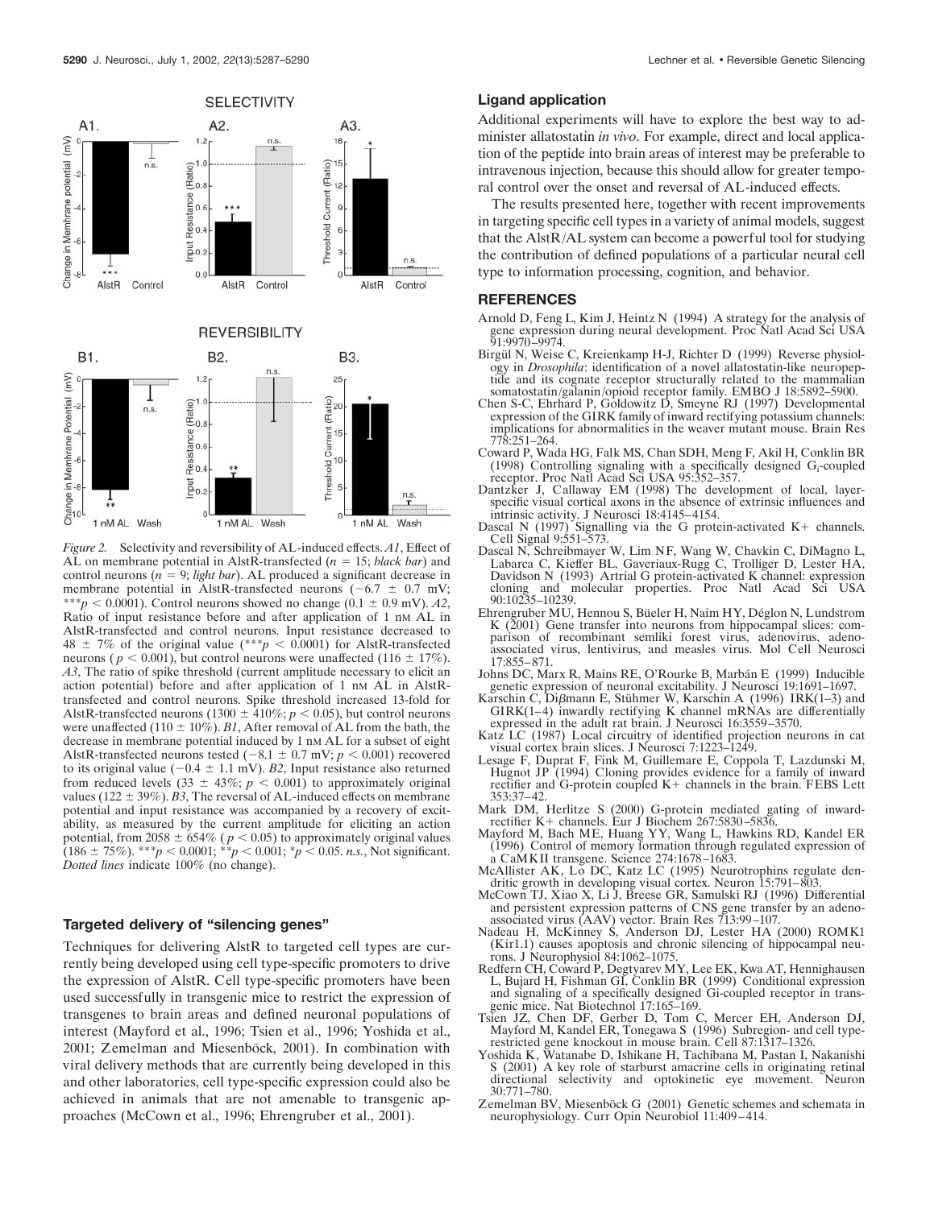SELECTIVITY

A1.

Change in Membrane potential (mV)

0
-2
-4
-6
-8

n.s.

\*\*\*

AlstR Control

A2.

Input Resistance (Ratio)

1.2
1.0
0.8
0.6
0.4
0.2
0.0

n.s.

\*\*\*

AlstR Control

A3.

Threshold Current (Ratio)

18
15
12
9
6
3
0

\*

n.s.

AlstR Control

REVERSIBILITY

B1.

Change in Membrane Potential (mV)

0
-2
-4
-6
-8
-10

n.s.

\*\*

1 nM AL Wash

B2.

Input Resistance (Ratio)

1.2
1.0
0.8
0.6
0.4
0.2
0

n.s.

\*\*

1 nM AL Wash

B3.

Threshold Current (Ratio)

25
20
15
10
5
0

\*

n.s.

1 nM AL Wash

*Figure 2.* Selectivity and reversibility of AL-induced effects. *A1*, Effect of AL on membrane potential in AlstR-transfected ($n = 15$; *black bar*) and control neurons ($n = 9$; *light bar*). AL produced a significant decrease in membrane potential in AlstR-transfected neurons ($-6.7 \pm 0.7$ mV; \*\*\*$p < 0.0001$). Control neurons showed no change ($0.1 \pm 0.9$ mV). *A2*, Ratio of input resistance before and after application of 1 nM AL in AlstR-transfected and control neurons. Input resistance decreased to $48 \pm 7\%$ of the original value (\*\*\*$p < 0.0001$) for AlstR-transfected neurons ($p < 0.001$), but control neurons were unaffected ($116 \pm 17\%$). *A3*, The ratio of spike threshold (current amplitude necessary to elicit an action potential) before and after application of 1 nM AL in AlstR-transfected and control neurons. Spike threshold increased 13-fold for AlstR-transfected neurons ($1300 \pm 410\%$; $p < 0.05$), but control neurons were unaffected ($110 \pm 10\%$). *B1*, After removal of AL from the bath, the decrease in membrane potential induced by 1 nM AL for a subset of eight AlstR-transfected neurons tested ($-8.1 \pm 0.7$ mV; $p < 0.001$) recovered to its original value ($-0.4 \pm 1.1$ mV). *B2*, Input resistance also returned from reduced levels ($33 \pm 43\%$; $p < 0.001$) to approximately original values ($122 \pm 39\%$). *B3*, The reversal of AL-induced effects on membrane potential and input resistance was accompanied by a recovery of excitability, as measured by the current amplitude for eliciting an action potential, from $2058 \pm 654\%$ ($p < 0.05$) to approximately original values ($186 \pm 75\%$). \*\*\*$p < 0.0001$; \*\*$p < 0.001$; \*$p < 0.05$. *n.s.*, Not significant. *Dotted lines* indicate 100% (no change).

### Targeted delivery of "silencing genes"

Techniques for delivering AlstR to targeted cell types are currently being developed using cell type-specific promoters to drive the expression of AlstR. Cell type-specific promoters have been used successfully in transgenic mice to restrict the expression of transgenes to brain areas and defined neuronal populations of interest (Mayford et al., 1996; Tsien et al., 1996; Yoshida et al., 2001; Zemelman and Miesenböck, 2001). In combination with viral delivery methods that are currently being developed in this and other laboratories, cell type-specific expression could also be achieved in animals that are not amenable to transgenic approaches (McCown et al., 1996; Ehrengruber et al., 2001).

### Ligand application

Additional experiments will have to explore the best way to administer allatostatin *in vivo*. For example, direct and local application of the peptide into brain areas of interest may be preferable to intravenous injection, because this should allow for greater temporal control over the onset and reversal of AL-induced effects.

The results presented here, together with recent improvements in targeting specific cell types in a variety of animal models, suggest that the AlstR/AL system can become a powerful tool for studying the contribution of defined populations of a particular neural cell type to information processing, cognition, and behavior.

## REFERENCES

Arnold D, Feng L, Kim J, Heintz N (1994) A strategy for the analysis of gene expression during neural development. Proc Natl Acad Sci USA 91:9970–9974.

Birgül N, Weise C, Kreienkamp H-J, Richter D (1999) Reverse physiology in *Drosophila*: identification of a novel allatostatin-like neuropeptide and its cognate receptor structurally related to the mammalian somatostatin/galanin/opioid receptor family. EMBO J 18:5892–5900.

Chen S-C, Ehrhard P, Goldowitz D, Smeyne RJ (1997) Developmental expression of the GIRK family of inward rectifying potassium channels: implications for abnormalities in the weaver mutant mouse. Brain Res 778:251–264.

Coward P, Wada HG, Falk MS, Chan SDH, Meng F, Akil H, Conklin BR (1998) Controlling signaling with a specifically designed $G_i$-coupled receptor. Proc Natl Acad Sci USA 95:352–357.

Dantzker J, Callaway EM (1998) The development of local, layer-specific visual cortical axons in the absence of extrinsic influences and intrinsic activity. J Neurosci 18:4145–4154.

Dascal N (1997) Signalling via the G protein-activated K+ channels. Cell Signal 9:551–573.

Dascal N, Schreibmayer W, Lim NF, Wang W, Chavkin C, DiMagno L, Labarca C, Kieffer BL, Gaveriaux-Rugg C, Trolliger D, Lester HA, Davidson N (1993) Artrial G protein-activated K channel: expression cloning and molecular properties. Proc Natl Acad Sci USA 90:10235–10239.

Ehrengruber MU, Hennou S, Büeler H, Naim HY, Déglon N, Lundstrom K (2001) Gene transfer into neurons from hippocampal slices: comparison of recombinant semliki forest virus, adenovirus, adeno-associated virus, lentivirus, and measles virus. Mol Cell Neurosci 17:855–871.

Johns DC, Marx R, Mains RE, O'Rourke B, Marbán E (1999) Inducible genetic suppression of neuronal excitability. J Neurosci 19:1691–1697.

Karschin C, Dißmann E, Stühmer W, Karschin A (1996) IRK(1–3) and GIRK(1–4) inwardly rectifying K channel mRNAs are differentially expressed in the adult rat brain. J Neurosci 16:3559–3570.

Katz LC (1987) Local circuitry of identified projection neurons in cat visual cortex brain slices. J Neurosci 7:1223–1249.

Lesage F, Duprat F, Fink M, Guillemare E, Coppola T, Lazdunski M, Hugnot JP (1994) Cloning provides evidence for a family of inward rectifier and G-protein coupled K+ channels in the brain. FEBS Lett 353:37–42.

Mark DM, Herlitze S (2000) G-protein mediated gating of inward-rectifier K+ channels. Eur J Biochem 267:5830–5836.

Mayford M, Bach ME, Huang YY, Wang L, Hawkins RD, Kandel ER (1996) Control of memory formation through regulated expression of a CaMKII transgene. Science 274:1678–1683.

McAllister AK, Lo DC, Katz LC (1995) Neurotrophins regulate dendritic growth in developing visual cortex. Neuron 15:791–803.

McCown TJ, Xiao X, Li J, Breese GR, Samulski RJ (1996) Differential and persistent expression patterns of CNS gene transfer by an adeno-associated virus (AAV) vector. Brain Res 713:99–107.

Nadeau H, McKinney S, Anderson DJ, Lester HA (2000) ROMK1 (Kir1.1) causes apoptosis and chronic silencing of hippocampal neurons. J Neurophysiol 84:1062–1075.

Redfern CH, Coward P, Degtyarev MY, Lee EK, Kwa AT, Hennighausen L, Bujard H, Fishman GI, Conklin BR (1999) Conditional expression and signaling of a specifically designed Gi-coupled receptor in transgenic mice. Nat Biotechnol 17:165–169.

Tsien JZ, Chen DF, Gerber D, Tom C, Mercer EH, Anderson DJ, Mayford M, Kandel ER, Tonegawa S (1996) Subregion- and cell type-restricted gene knockout in mouse brain. Cell 87:1317–1326.

Yoshida K, Watanabe D, Ishikane H, Tachibana M, Pastan I, Nakanishi S (2001) A key role of starburst amacrine cells in originating retinal directional selectivity and optokinetic eye movement. Neuron 30:771–780.

Zemelman BV, Miesenböck G (2001) Genetic schemes and schemata in neurophysiology. Curr Opin Neurobiol 11:409–414.